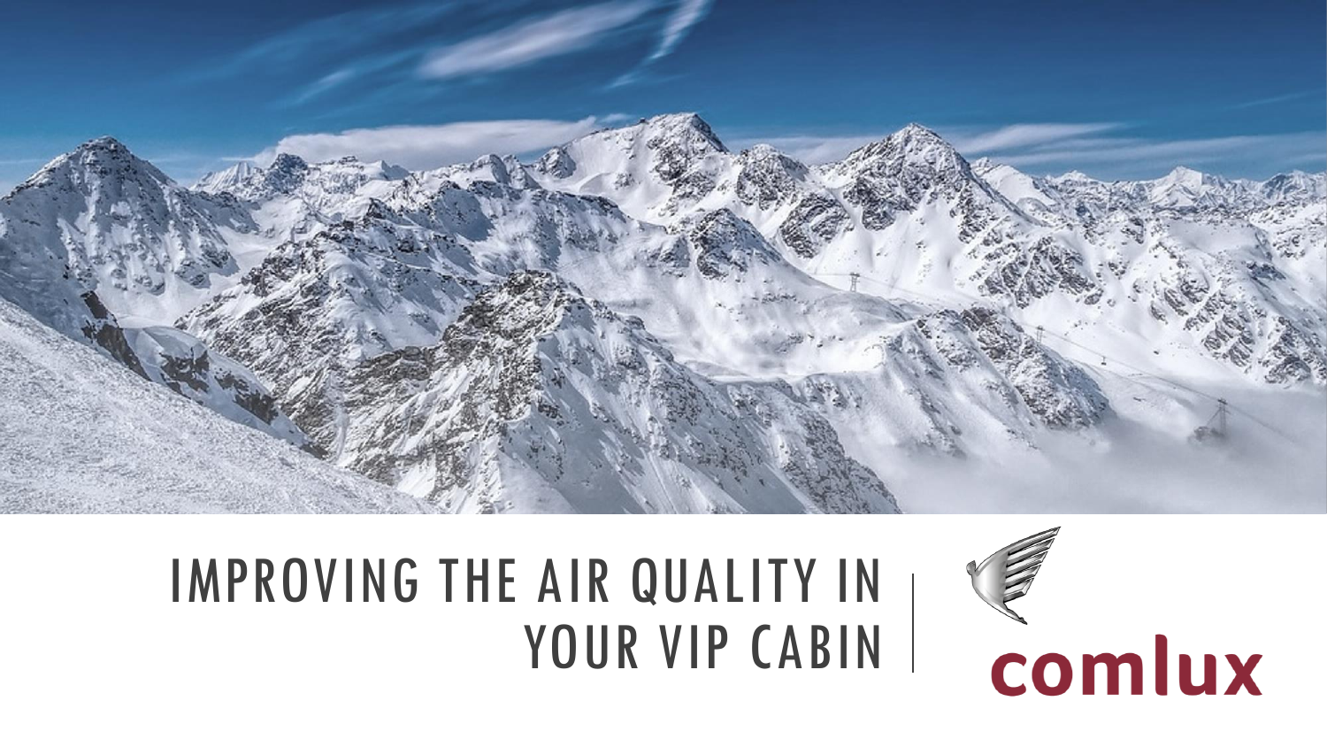# IMPROVING THE AIR QUALITY IN YOUR VIP CABIN

comlux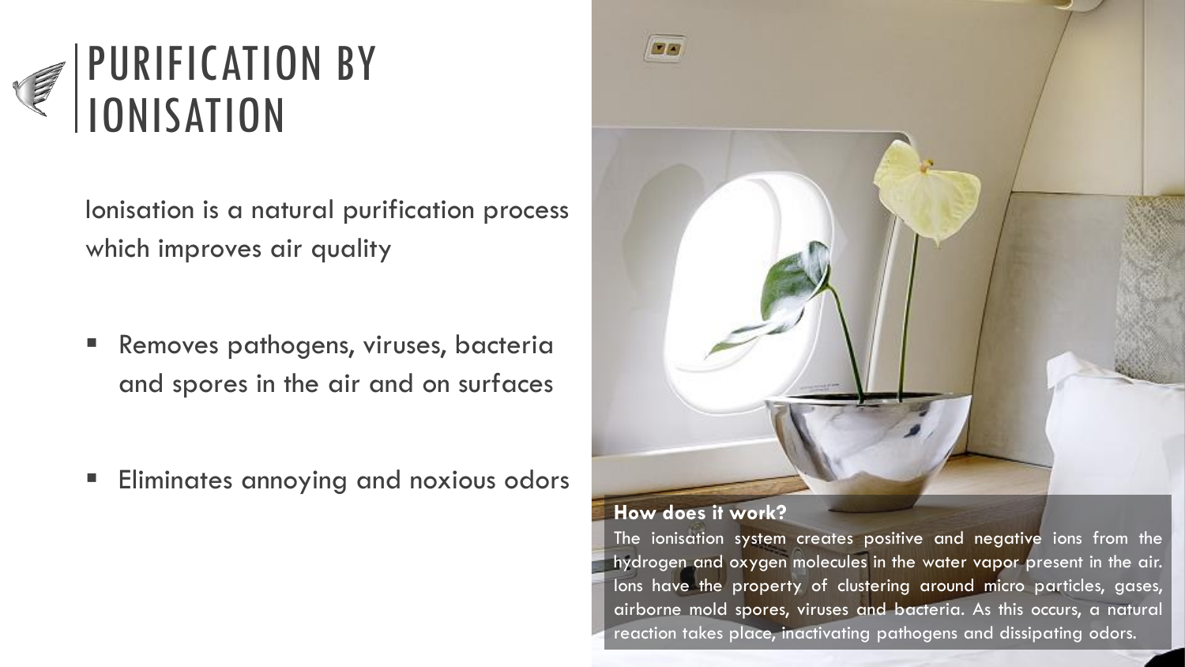# PURIFICATION BY IONISATION

Ionisation is a natural purification process which improves air quality

- Removes pathogens, viruses, bacteria and spores in the air and on surfaces
- Eliminates annoying and noxious odors

**How does it work?**

The ionisation system creates positive and negative ions from the hydrogen and oxygen molecules in the water vapor present in the air. Ions have the property of clustering around micro particles, gases, airborne mold spores, viruses and bacteria. As this occurs, a natural reaction takes place, inactivating pathogens and dissipating odors.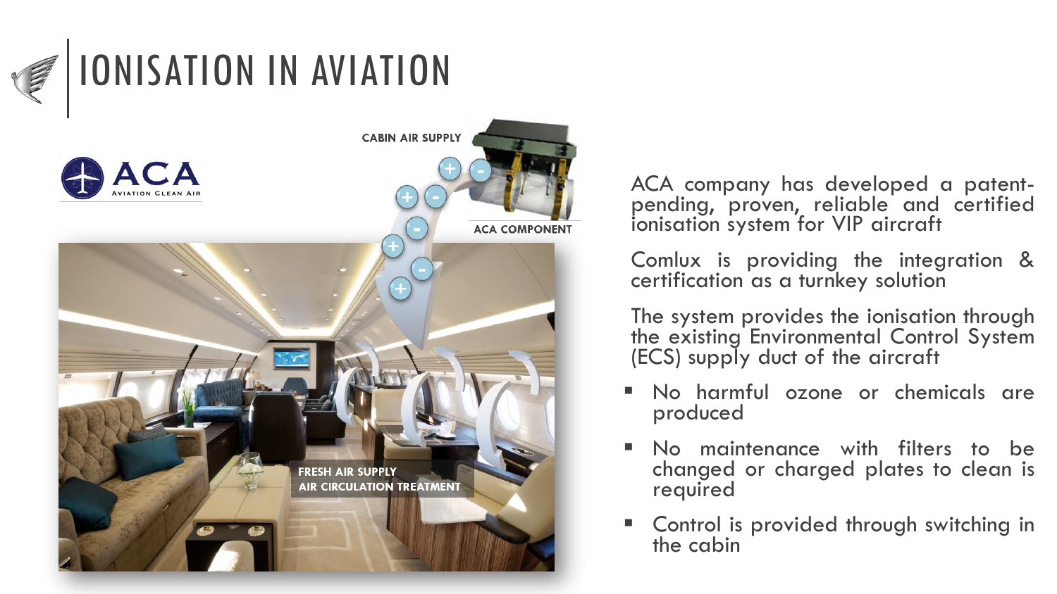# IONISATION IN AVIATION

CABIN AIR SUPPLY

ACA COMPONENT

FRESH AIR SUPPLY
AIR CIRCULATION TREATMENT

ACA company has developed a patent-pending, proven, reliable and certified ionisation system for VIP aircraft

Comlux is providing the integration & certification as a turnkey solution

The system provides the ionisation through the existing Environmental Control System (ECS) supply duct of the aircraft

- No harmful ozone or chemicals are produced
- No maintenance with filters to be changed or charged plates to clean is required
- Control is provided through switching in the cabin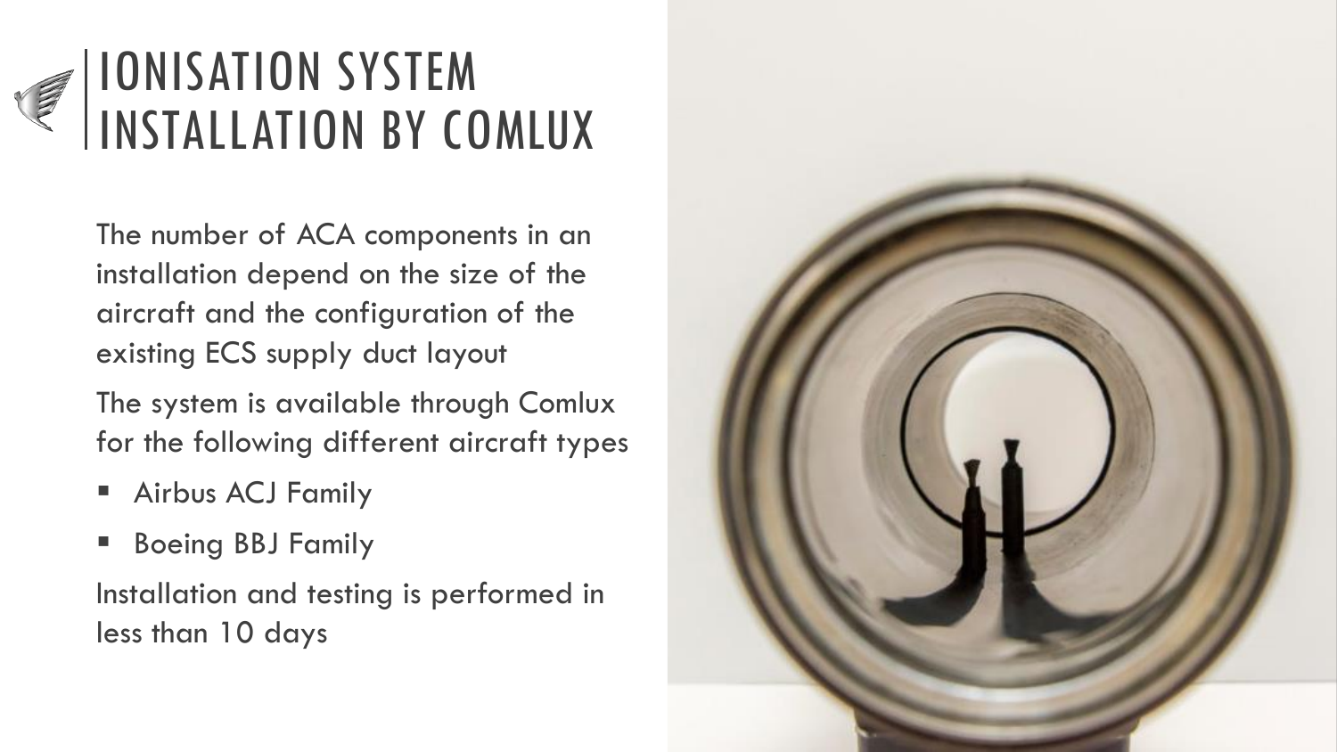# IONISATION SYSTEM INSTALLATION BY COMLUX

The number of ACA components in an installation depend on the size of the aircraft and the configuration of the existing ECS supply duct layout

The system is available through Comlux for the following different aircraft types

- Airbus ACJ Family
- Boeing BBJ Family

Installation and testing is performed in less than 10 days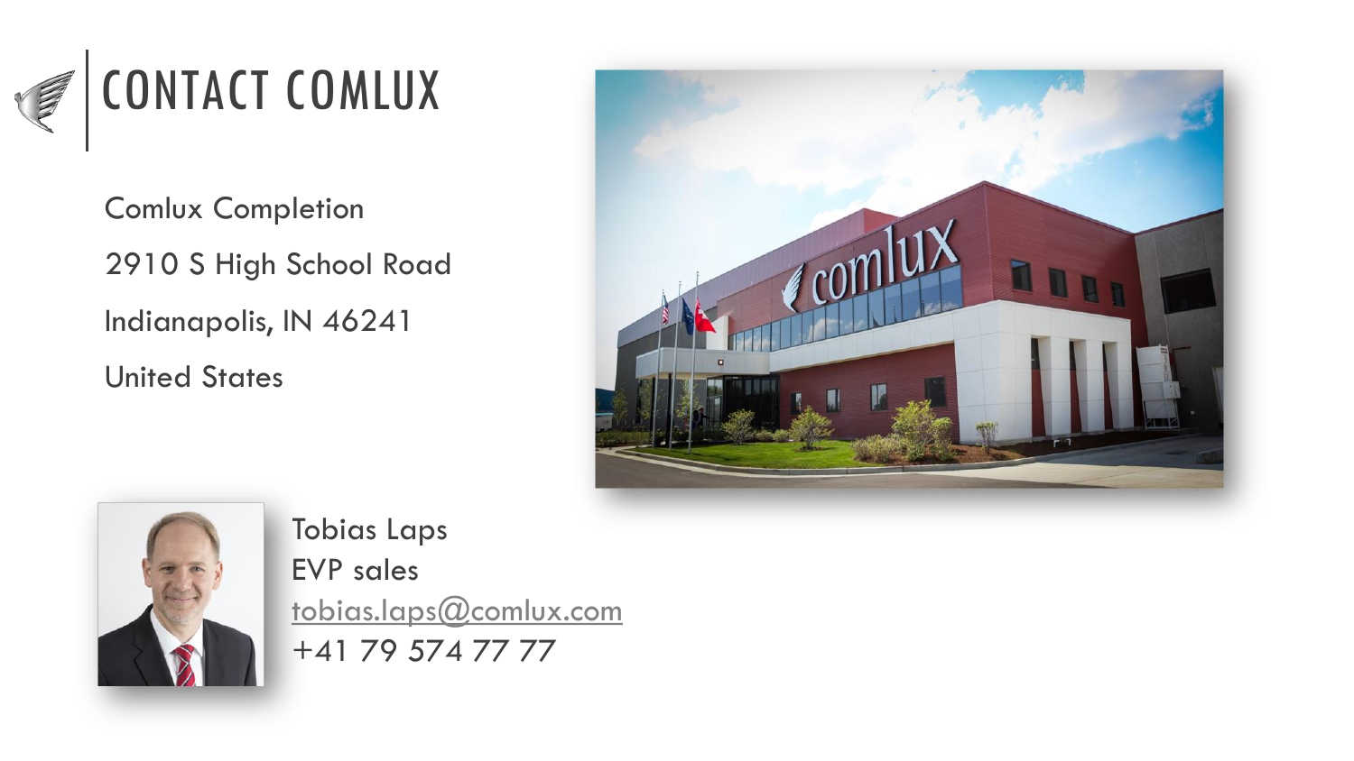# CONTACT COMLUX

Comlux Completion

2910 S High School Road

Indianapolis, IN 46241

United States

Tobias Laps

EVP sales

tobias.laps@comlux.com

+41 79 574 77 77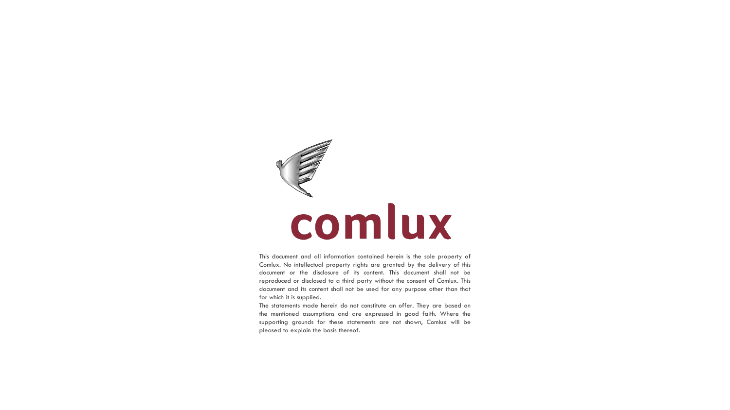comlux

This document and all information contained herein is the sole property of Comlux. No intellectual property rights are granted by the delivery of this document or the disclosure of its content. This document shall not be reproduced or disclosed to a third party without the consent of Comlux. This document and its content shall not be used for any purpose other than that for which it is supplied.

The statements made herein do not constitute an offer. They are based on the mentioned assumptions and are expressed in good faith. Where the supporting grounds for these statements are not shown, Comlux will be pleased to explain the basis thereof.